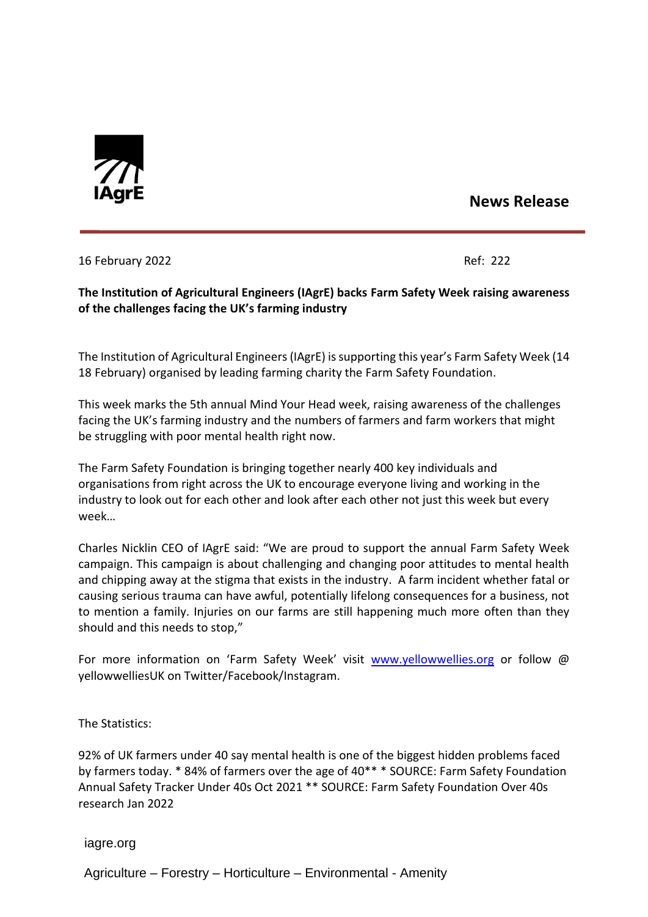IAgrE

## News Release

16 February 2022 Ref: 222

**The Institution of Agricultural Engineers (IAgrE) backs Farm Safety Week raising awareness of the challenges facing the UK's farming industry**

The Institution of Agricultural Engineers (IAgrE) is supporting this year's Farm Safety Week (14 18 February) organised by leading farming charity the Farm Safety Foundation.

This week marks the 5th annual Mind Your Head week, raising awareness of the challenges facing the UK's farming industry and the numbers of farmers and farm workers that might be struggling with poor mental health right now.

The Farm Safety Foundation is bringing together nearly 400 key individuals and organisations from right across the UK to encourage everyone living and working in the industry to look out for each other and look after each other not just this week but every week…

Charles Nicklin CEO of IAgrE said: "We are proud to support the annual Farm Safety Week campaign. This campaign is about challenging and changing poor attitudes to mental health and chipping away at the stigma that exists in the industry. A farm incident whether fatal or causing serious trauma can have awful, potentially lifelong consequences for a business, not to mention a family. Injuries on our farms are still happening much more often than they should and this needs to stop,"

For more information on 'Farm Safety Week' visit www.yellowwellies.org or follow @ yellowwelliesUK on Twitter/Facebook/Instagram.

The Statistics:

92% of UK farmers under 40 say mental health is one of the biggest hidden problems faced by farmers today. * 84% of farmers over the age of 40** * SOURCE: Farm Safety Foundation Annual Safety Tracker Under 40s Oct 2021 ** SOURCE: Farm Safety Foundation Over 40s research Jan 2022

iagre.org

Agriculture – Forestry – Horticulture – Environmental - Amenity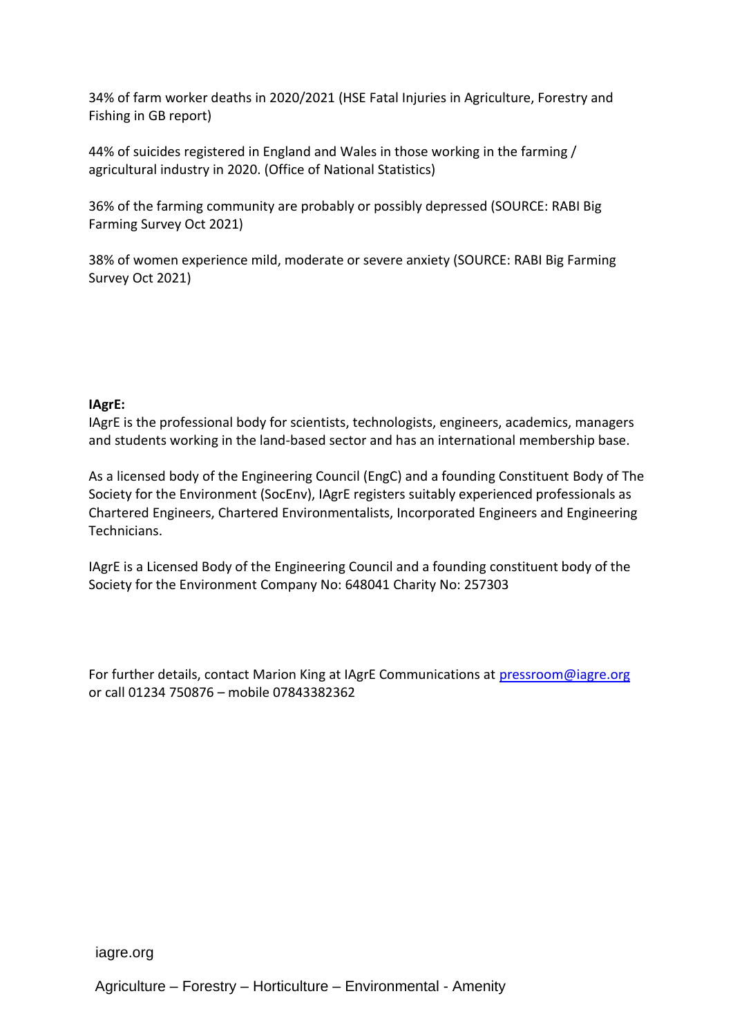34% of farm worker deaths in 2020/2021 (HSE Fatal Injuries in Agriculture, Forestry and Fishing in GB report)

44% of suicides registered in England and Wales in those working in the farming / agricultural industry in 2020. (Office of National Statistics)

36% of the farming community are probably or possibly depressed (SOURCE: RABI Big Farming Survey Oct 2021)

38% of women experience mild, moderate or severe anxiety (SOURCE: RABI Big Farming Survey Oct 2021)

**IAgrE:**

IAgrE is the professional body for scientists, technologists, engineers, academics, managers and students working in the land-based sector and has an international membership base.

As a licensed body of the Engineering Council (EngC) and a founding Constituent Body of The Society for the Environment (SocEnv), IAgrE registers suitably experienced professionals as Chartered Engineers, Chartered Environmentalists, Incorporated Engineers and Engineering Technicians.

IAgrE is a Licensed Body of the Engineering Council and a founding constituent body of the Society for the Environment Company No: 648041 Charity No: 257303

For further details, contact Marion King at IAgrE Communications at [pressroom@iagre.org](mailto:pressroom@iagre.org) or call 01234 750876 – mobile 07843382362

iagre.org

Agriculture – Forestry – Horticulture – Environmental - Amenity